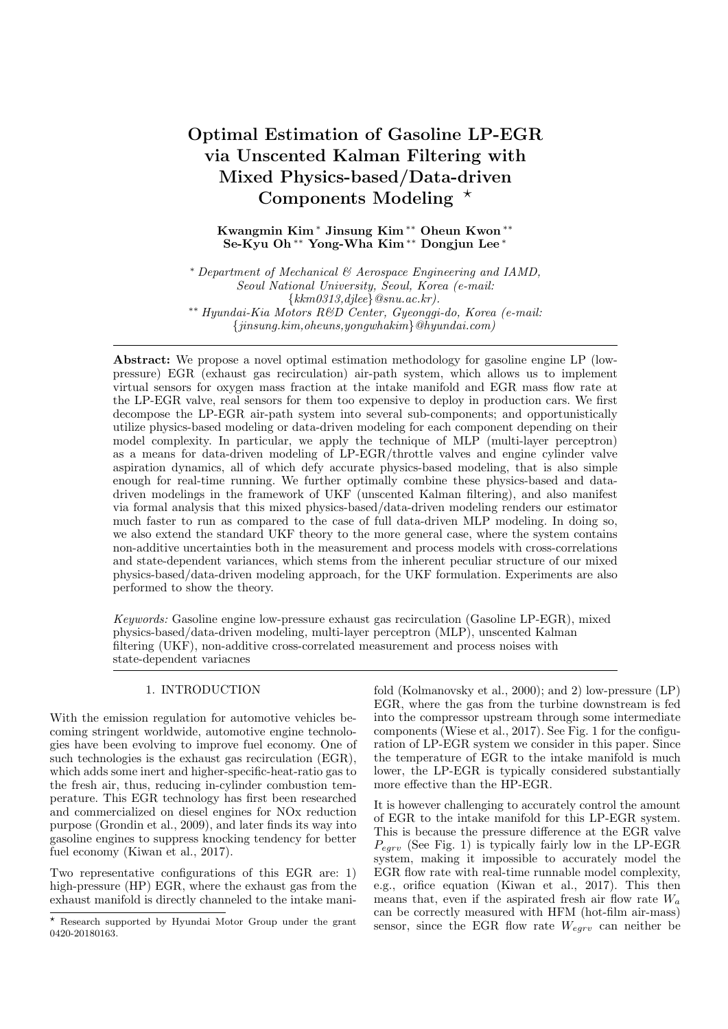# Optimal Estimation of Gasoline LP-EGR via Unscented Kalman Filtering with Mixed Physics-based/Data-driven Components Modeling ⋆

**Kwangmin Kim * Jinsung Kim ** Oheun Kwon ** Se-Kyu Oh ** Yong-Wha Kim ** Dongjun Lee ***

\* *Department of Mechanical & Aerospace Engineering and IAMD, Seoul National University, Seoul, Korea (e-mail: {kkm0313,djlee}@snu.ac.kr).*
\** *Hyundai-Kia Motors R&D Center, Gyeonggi-do, Korea (e-mail: {jinsung.kim,oheuns,yongwhakim}@hyundai.com)*

**Abstract:** We propose a novel optimal estimation methodology for gasoline engine LP (low-pressure) EGR (exhaust gas recirculation) air-path system, which allows us to implement virtual sensors for oxygen mass fraction at the intake manifold and EGR mass flow rate at the LP-EGR valve, real sensors for them too expensive to deploy in production cars. We first decompose the LP-EGR air-path system into several sub-components; and opportunistically utilize physics-based modeling or data-driven modeling for each component depending on their model complexity. In particular, we apply the technique of MLP (multi-layer perceptron) as a means for data-driven modeling of LP-EGR/throttle valves and engine cylinder valve aspiration dynamics, all of which defy accurate physics-based modeling, that is also simple enough for real-time running. We further optimally combine these physics-based and data-driven modelings in the framework of UKF (unscented Kalman filtering), and also manifest via formal analysis that this mixed physics-based/data-driven modeling renders our estimator much faster to run as compared to the case of full data-driven MLP modeling. In doing so, we also extend the standard UKF theory to the more general case, where the system contains non-additive uncertainties both in the measurement and process models with cross-correlations and state-dependent variances, which stems from the inherent peculiar structure of our mixed physics-based/data-driven modeling approach, for the UKF formulation. Experiments are also performed to show the theory.

*Keywords:* Gasoline engine low-pressure exhaust gas recirculation (Gasoline LP-EGR), mixed physics-based/data-driven modeling, multi-layer perceptron (MLP), unscented Kalman filtering (UKF), non-additive cross-correlated measurement and process noises with state-dependent variacnes

## 1. INTRODUCTION

With the emission regulation for automotive vehicles becoming stringent worldwide, automotive engine technologies have been evolving to improve fuel economy. One of such technologies is the exhaust gas recirculation (EGR), which adds some inert and higher-specific-heat-ratio gas to the fresh air, thus, reducing in-cylinder combustion temperature. This EGR technology has first been researched and commercialized on diesel engines for NOx reduction purpose (Grondin et al., 2009), and later finds its way into gasoline engines to suppress knocking tendency for better fuel economy (Kiwan et al., 2017).

Two representative configurations of this EGR are: 1) high-pressure (HP) EGR, where the exhaust gas from the exhaust manifold is directly channeled to the intake manifold (Kolmanovsky et al., 2000); and 2) low-pressure (LP) EGR, where the gas from the turbine downstream is fed into the compressor upstream through some intermediate components (Wiese et al., 2017). See Fig. 1 for the configuration of LP-EGR system we consider in this paper. Since the temperature of EGR to the intake manifold is much lower, the LP-EGR is typically considered substantially more effective than the HP-EGR.

It is however challenging to accurately control the amount of EGR to the intake manifold for this LP-EGR system. This is because the pressure difference at the EGR valve $P_{egrv}$ (See Fig. 1) is typically fairly low in the LP-EGR system, making it impossible to accurately model the EGR flow rate with real-time runnable model complexity, e.g., orifice equation (Kiwan et al., 2017). This then means that, even if the aspirated fresh air flow rate $W_a$ can be correctly measured with HFM (hot-film air-mass) sensor, since the EGR flow rate $W_{egrv}$ can neither be

⋆ Research supported by Hyundai Motor Group under the grant 0420-20180163.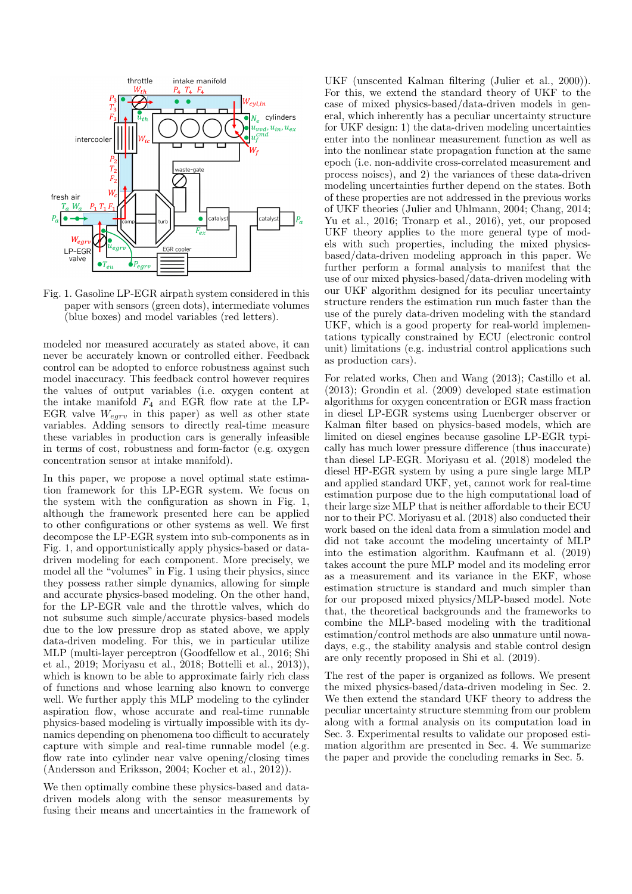Fig. 1. Gasoline LP-EGR airpath system considered in this paper with sensors (green dots), intermediate volumes (blue boxes) and model variables (red letters).

modeled nor measured accurately as stated above, it can never be accurately known or controlled either. Feedback control can be adopted to enforce robustness against such model inaccuracy. This feedback control however requires the values of output variables (i.e. oxygen content at the intake manifold $F_4$ and EGR flow rate at the LP-EGR valve $W_{egrv}$ in this paper) as well as other state variables. Adding sensors to directly real-time measure these variables in production cars is generally infeasible in terms of cost, robustness and form-factor (e.g. oxygen concentration sensor at intake manifold).

In this paper, we propose a novel optimal state estimation framework for this LP-EGR system. We focus on the system with the configuration as shown in Fig. 1, although the framework presented here can be applied to other configurations or other systems as well. We first decompose the LP-EGR system into sub-components as in Fig. 1, and opportunistically apply physics-based or data-driven modeling for each component. More precisely, we model all the "volumes" in Fig. 1 using their physics, since they possess rather simple dynamics, allowing for simple and accurate physics-based modeling. On the other hand, for the LP-EGR vale and the throttle valves, which do not subsume such simple/accurate physics-based models due to the low pressure drop as stated above, we apply data-driven modeling. For this, we in particular utilize MLP (multi-layer perceptron (Goodfellow et al., 2016; Shi et al., 2019; Moriyasu et al., 2018; Bottelli et al., 2013)), which is known to be able to approximate fairly rich class of functions and whose learning also known to converge well. We further apply this MLP modeling to the cylinder aspiration flow, whose accurate and real-time runnable physics-based modeling is virtually impossible with its dynamics depending on phenomena too difficult to accurately capture with simple and real-time runnable model (e.g. flow rate into cylinder near valve opening/closing times (Andersson and Eriksson, 2004; Kocher et al., 2012)).

We then optimally combine these physics-based and data-driven models along with the sensor measurements by fusing their means and uncertainties in the framework of UKF (unscented Kalman filtering (Julier et al., 2000)). For this, we extend the standard theory of UKF to the case of mixed physics-based/data-driven models in general, which inherently has a peculiar uncertainty structure for UKF design: 1) the data-driven modeling uncertainties enter into the nonlinear measurement function as well as into the nonlinear state propagation function at the same epoch (i.e. non-additive cross-correlated measurement and process noises), and 2) the variances of these data-driven modeling uncertainties further depend on the states. Both of these properties are not addressed in the previous works of UKF theories (Julier and Uhlmann, 2004; Chang, 2014; Yu et al., 2016; Tronarp et al., 2016), yet, our proposed UKF theory applies to the more general type of models with such properties, including the mixed physics-based/data-driven modeling approach in this paper. We further perform a formal analysis to manifest that the use of our mixed physics-based/data-driven modeling with our UKF algorithm designed for its peculiar uncertainty structure renders the estimation run much faster than the use of the purely data-driven modeling with the standard UKF, which is a good property for real-world implementations typically constrained by ECU (electronic control unit) limitations (e.g. industrial control applications such as production cars).

For related works, Chen and Wang (2013); Castillo et al. (2013); Grondin et al. (2009) developed state estimation algorithms for oxygen concentration or EGR mass fraction in diesel LP-EGR systems using Luenberger observer or Kalman filter based on physics-based models, which are limited on diesel engines because gasoline LP-EGR typically has much lower pressure difference (thus inaccurate) than diesel LP-EGR. Moriyasu et al. (2018) modeled the diesel HP-EGR system by using a pure single large MLP and applied standard UKF, yet, cannot work for real-time estimation purpose due to the high computational load of their large size MLP that is neither affordable to their ECU nor to their PC. Moriyasu et al. (2018) also conducted their work based on the ideal data from a simulation model and did not take account the modeling uncertainty of MLP into the estimation algorithm. Kaufmann et al. (2019) takes account the pure MLP model and its modeling error as a measurement and its variance in the EKF, whose estimation structure is standard and much simpler than for our proposed mixed physics/MLP-based model. Note that, the theoretical backgrounds and the frameworks to combine the MLP-based modeling with the traditional estimation/control methods are also unmature until nowadays, e.g., the stability analysis and stable control design are only recently proposed in Shi et al. (2019).

The rest of the paper is organized as follows. We present the mixed physics-based/data-driven modeling in Sec. 2. We then extend the standard UKF theory to address the peculiar uncertainty structure stemming from our problem along with a formal analysis on its computation load in Sec. 3. Experimental results to validate our proposed estimation algorithm are presented in Sec. 4. We summarize the paper and provide the concluding remarks in Sec. 5.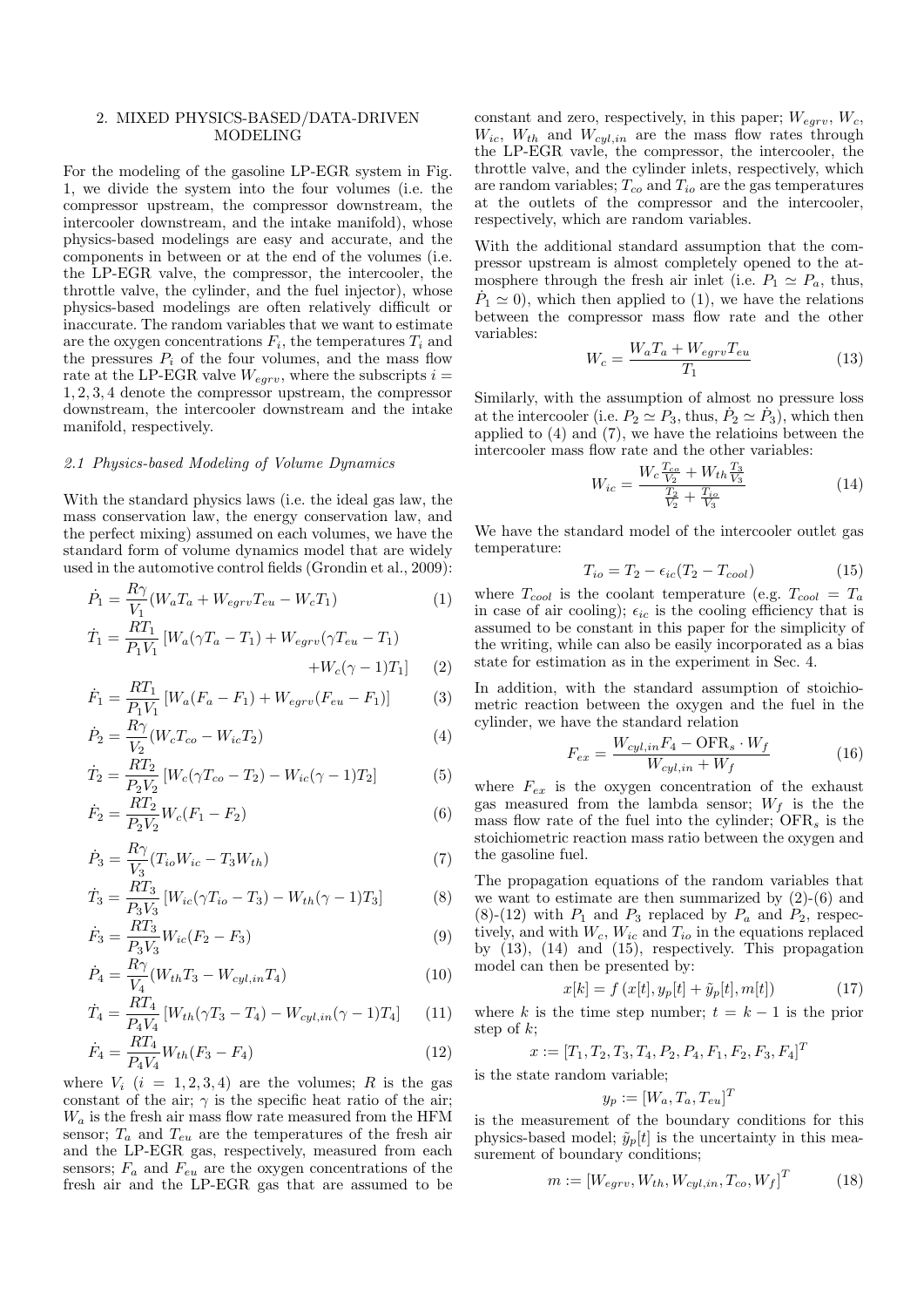## 2. MIXED PHYSICS-BASED/DATA-DRIVEN MODELING

For the modeling of the gasoline LP-EGR system in Fig. 1, we divide the system into the four volumes (i.e. the compressor upstream, the compressor downstream, the intercooler downstream, and the intake manifold), whose physics-based modelings are easy and accurate, and the components in between or at the end of the volumes (i.e. the LP-EGR valve, the compressor, the intercooler, the throttle valve, the cylinder, and the fuel injector), whose physics-based modelings are often relatively difficult or inaccurate. The random variables that we want to estimate are the oxygen concentrations $F_i$, the temperatures $T_i$ and the pressures $P_i$ of the four volumes, and the mass flow rate at the LP-EGR valve $W_{egrv}$, where the subscripts $i = 1, 2, 3, 4$ denote the compressor upstream, the compressor downstream, the intercooler downstream and the intake manifold, respectively.

### *2.1 Physics-based Modeling of Volume Dynamics*

With the standard physics laws (i.e. the ideal gas law, the mass conservation law, the energy conservation law, and the perfect mixing) assumed on each volumes, we have the standard form of volume dynamics model that are widely used in the automotive control fields (Grondin et al., 2009):

$$\dot{P}_1 = \frac{R\gamma}{V_1}(W_a T_a + W_{egrv} T_{eu} - W_c T_1) \tag{1}$$

$$\dot{T}_1 = \frac{RT_1}{P_1 V_1}\left[W_a(\gamma T_a - T_1) + W_{egrv}(\gamma T_{eu} - T_1) + W_c(\gamma - 1)T_1\right] \tag{2}$$

$$\dot{F}_1 = \frac{RT_1}{P_1 V_1}\left[W_a(F_a - F_1) + W_{egrv}(F_{eu} - F_1)\right] \tag{3}$$

$$\dot{P}_2 = \frac{R\gamma}{V_2}(W_c T_{co} - W_{ic} T_2) \tag{4}$$

$$\dot{T}_2 = \frac{RT_2}{P_2 V_2}\left[W_c(\gamma T_{co} - T_2) - W_{ic}(\gamma - 1)T_2\right] \tag{5}$$

$$\dot{F}_2 = \frac{RT_2}{P_2 V_2} W_c (F_1 - F_2) \tag{6}$$

$$\dot{P}_3 = \frac{R\gamma}{V_3}(T_{io} W_{ic} - T_3 W_{th}) \tag{7}$$

$$\dot{T}_3 = \frac{RT_3}{P_3 V_3}\left[W_{ic}(\gamma T_{io} - T_3) - W_{th}(\gamma - 1)T_3\right] \tag{8}$$

$$\dot{F}_3 = \frac{RT_3}{P_3 V_3} W_{ic}(F_2 - F_3) \tag{9}$$

$$\dot{P}_4 = \frac{R\gamma}{V_4}(W_{th} T_3 - W_{cyl,in} T_4) \tag{10}$$

$$\dot{T}_4 = \frac{RT_4}{P_4 V_4}\left[W_{th}(\gamma T_3 - T_4) - W_{cyl,in}(\gamma - 1)T_4\right] \tag{11}$$

$$\dot{F}_4 = \frac{RT_4}{P_4 V_4} W_{th}(F_3 - F_4) \tag{12}$$

where $V_i$ ($i = 1, 2, 3, 4$) are the volumes; $R$ is the gas constant of the air; $\gamma$ is the specific heat ratio of the air; $W_a$ is the fresh air mass flow rate measured from the HFM sensor; $T_a$ and $T_{eu}$ are the temperatures of the fresh air and the LP-EGR gas, respectively, measured from each sensors; $F_a$ and $F_{eu}$ are the oxygen concentrations of the fresh air and the LP-EGR gas that are assumed to be constant and zero, respectively, in this paper; $W_{egrv}$, $W_c$, $W_{ic}$, $W_{th}$ and $W_{cyl,in}$ are the mass flow rates through the LP-EGR vavle, the compressor, the intercooler, the throttle valve, and the cylinder inlets, respectively, which are random variables; $T_{co}$ and $T_{io}$ are the gas temperatures at the outlets of the compressor and the intercooler, respectively, which are random variables.

With the additional standard assumption that the compressor upstream is almost completely opened to the atmosphere through the fresh air inlet (i.e. $P_1 \simeq P_a$, thus, $\dot{P}_1 \simeq 0$), which then applied to (1), we have the relations between the compressor mass flow rate and the other variables:

$$W_c = \frac{W_a T_a + W_{egrv} T_{eu}}{T_1} \tag{13}$$

Similarly, with the assumption of almost no pressure loss at the intercooler (i.e. $P_2 \simeq P_3$, thus, $\dot{P}_2 \simeq \dot{P}_3$), which then applied to (4) and (7), we have the relatioins between the intercooler mass flow rate and the other variables:

$$W_{ic} = \frac{W_c \frac{T_{co}}{V_2} + W_{th} \frac{T_3}{V_3}}{\frac{T_2}{V_2} + \frac{T_{io}}{V_3}} \tag{14}$$

We have the standard model of the intercooler outlet gas temperature:

$$T_{io} = T_2 - \epsilon_{ic}(T_2 - T_{cool}) \tag{15}$$

where $T_{cool}$ is the coolant temperature (e.g. $T_{cool} = T_a$ in case of air cooling); $\epsilon_{ic}$ is the cooling efficiency that is assumed to be constant in this paper for the simplicity of the writing, while can also be easily incorporated as a bias state for estimation as in the experiment in Sec. 4.

In addition, with the standard assumption of stoichiometric reaction between the oxygen and the fuel in the cylinder, we have the standard relation

$$F_{ex} = \frac{W_{cyl,in} F_4 - \text{OFR}_s \cdot W_f}{W_{cyl,in} + W_f} \tag{16}$$

where $F_{ex}$ is the oxygen concentration of the exhaust gas measured from the lambda sensor; $W_f$ is the the mass flow rate of the fuel into the cylinder; $\text{OFR}_s$ is the stoichiometric reaction mass ratio between the oxygen and the gasoline fuel.

The propagation equations of the random variables that we want to estimate are then summarized by (2)-(6) and (8)-(12) with $P_1$ and $P_3$ replaced by $P_a$ and $P_2$, respectively, and with $W_c$, $W_{ic}$ and $T_{io}$ in the equations replaced by (13), (14) and (15), respectively. This propagation model can then be presented by:

$$x[k] = f\left(x[t], y_p[t] + \tilde{y}_p[t], m[t]\right) \tag{17}$$

where $k$ is the time step number; $t = k - 1$ is the prior step of $k$;

$$x := [T_1, T_2, T_3, T_4, P_2, P_4, F_1, F_2, F_3, F_4]^T$$

is the state random variable;

$$y_p := [W_a, T_a, T_{eu}]^T$$

is the measurement of the boundary conditions for this physics-based model; $\tilde{y}_p[t]$ is the uncertainty in this measurement of boundary conditions;

$$m := [W_{egrv}, W_{th}, W_{cyl,in}, T_{co}, W_f]^T \tag{18}$$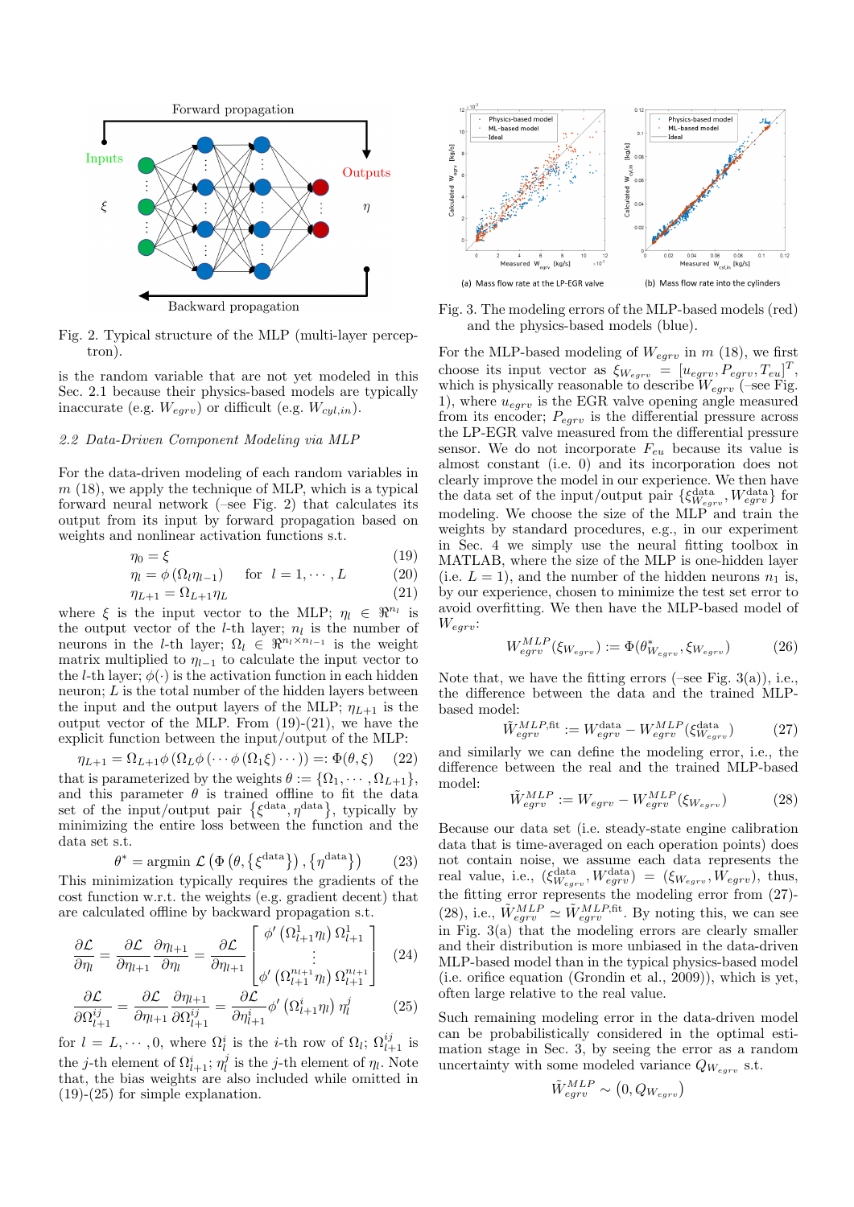Fig. 2. Typical structure of the MLP (multi-layer perceptron).

is the random variable that are not yet modeled in this Sec. 2.1 because their physics-based models are typically inaccurate (e.g. $W_{egrv}$) or difficult (e.g. $W_{cyl,in}$).

### 2.2 Data-Driven Component Modeling via MLP

For the data-driven modeling of each random variables in $m$ (18), we apply the technique of MLP, which is a typical forward neural network (–see Fig. 2) that calculates its output from its input by forward propagation based on weights and nonlinear activation functions s.t.

$$\eta_0 = \xi \tag{19}$$

$$\eta_l = \phi\left(\Omega_l \eta_{l-1}\right) \quad \text{for} \;\; l = 1, \cdots, L \tag{20}$$

$$\eta_{L+1} = \Omega_{L+1}\eta_L \tag{21}$$

where $\xi$ is the input vector to the MLP; $\eta_l \in \Re^{n_l}$ is the output vector of the $l$-th layer; $n_l$ is the number of neurons in the $l$-th layer; $\Omega_l \in \Re^{n_l \times n_{l-1}}$ is the weight matrix multiplied to $\eta_{l-1}$ to calculate the input vector to the $l$-th layer; $\phi(\cdot)$ is the activation function in each hidden neuron; $L$ is the total number of the hidden layers between the input and the output layers of the MLP; $\eta_{L+1}$ is the output vector of the MLP. From (19)-(21), we have the explicit function between the input/output of the MLP:

$$\eta_{L+1} = \Omega_{L+1}\phi\left(\Omega_L \phi\left(\cdots \phi\left(\Omega_1 \xi\right)\cdots\right)\right) =: \Phi(\theta, \xi) \tag{22}$$

that is parameterized by the weights $\theta := \{\Omega_1, \cdots, \Omega_{L+1}\}$, and this parameter $\theta$ is trained offline to fit the data set of the input/output pair $\left\{\xi^{\text{data}}, \eta^{\text{data}}\right\}$, typically by minimizing the entire loss between the function and the data set s.t.

$$\theta^* = \text{argmin}\; \mathcal{L}\left(\Phi\left(\theta, \left\{\xi^{\text{data}}\right\}\right), \left\{\eta^{\text{data}}\right\}\right) \tag{23}$$

This minimization typically requires the gradients of the cost function w.r.t. the weights (e.g. gradient decent) that are calculated offline by backward propagation s.t.

$$\frac{\partial \mathcal{L}}{\partial \eta_l} = \frac{\partial \mathcal{L}}{\partial \eta_{l+1}} \frac{\partial \eta_{l+1}}{\partial \eta_l} = \frac{\partial \mathcal{L}}{\partial \eta_{l+1}} \begin{bmatrix} \phi'\left(\Omega_{l+1}^1 \eta_l\right) \Omega_{l+1}^1 \\ \vdots \\ \phi'\left(\Omega_{l+1}^{n_{l+1}} \eta_l\right) \Omega_{l+1}^{n_{l+1}} \end{bmatrix} \tag{24}$$

$$\frac{\partial \mathcal{L}}{\partial \Omega_{l+1}^{ij}} = \frac{\partial \mathcal{L}}{\partial \eta_{l+1}} \frac{\partial \eta_{l+1}}{\partial \Omega_{l+1}^{ij}} = \frac{\partial \mathcal{L}}{\partial \eta_{l+1}^i} \phi'\left(\Omega_{l+1}^i \eta_l\right) \eta_l^j \tag{25}$$

for $l = L, \cdots, 0$, where $\Omega_l^i$ is the $i$-th row of $\Omega_l$; $\Omega_{l+1}^{ij}$ is the $j$-th element of $\Omega_{l+1}^i$; $\eta_l^j$ is the $j$-th element of $\eta_l$. Note that, the bias weights are also included while omitted in (19)-(25) for simple explanation.

(a) Mass flow rate at the LP-EGR valve (b) Mass flow rate into the cylinders

Fig. 3. The modeling errors of the MLP-based models (red) and the physics-based models (blue).

For the MLP-based modeling of $W_{egrv}$ in $m$ (18), we first choose its input vector as $\xi_{W_{egrv}} = [u_{egrv}, P_{egrv}, T_{eu}]^T$, which is physically reasonable to describe $W_{egrv}$ (–see Fig. 1), where $u_{egrv}$ is the EGR valve opening angle measured from its encoder; $P_{egrv}$ is the differential pressure across the LP-EGR valve measured from the differential pressure sensor. We do not incorporate $F_{eu}$ because its value is almost constant (i.e. 0) and its incorporation does not clearly improve the model in our experience. We then have the data set of the input/output pair $\{\xi_{W_{egrv}}^{\text{data}}, W_{egrv}^{\text{data}}\}$ for modeling. We choose the size of the MLP and train the weights by standard procedures, e.g., in our experiment in Sec. 4 we simply use the neural fitting toolbox in MATLAB, where the size of the MLP is one-hidden layer (i.e. $L = 1$), and the number of the hidden neurons $n_1$ is, by our experience, chosen to minimize the test set error to avoid overfitting. We then have the MLP-based model of $W_{egrv}$:

$$W_{egrv}^{MLP}(\xi_{W_{egrv}}) := \Phi(\theta_{W_{egrv}}^*, \xi_{W_{egrv}}) \tag{26}$$

Note that, we have the fitting errors (–see Fig. 3(a)), i.e., the difference between the data and the trained MLP-based model:

$$\tilde{W}_{egrv}^{MLP,\text{fit}} := W_{egrv}^{\text{data}} - W_{egrv}^{MLP}(\xi_{W_{egrv}}^{\text{data}}) \tag{27}$$

and similarly we can define the modeling error, i.e., the difference between the real and the trained MLP-based model:

$$\tilde{W}_{egrv}^{MLP} := W_{egrv} - W_{egrv}^{MLP}(\xi_{W_{egrv}}) \tag{28}$$

Because our data set (i.e. steady-state engine calibration data that is time-averaged on each operation points) does not contain noise, we assume each data represents the real value, i.e., $(\xi_{W_{egrv}}^{\text{data}}, W_{egrv}^{\text{data}}) = (\xi_{W_{egrv}}, W_{egrv})$, thus, the fitting error represents the modeling error from (27)-(28), i.e., $\tilde{W}_{egrv}^{MLP} \simeq \tilde{W}_{egrv}^{MLP,\text{fit}}$. By noting this, we can see in Fig. 3(a) that the modeling errors are clearly smaller and their distribution is more unbiased in the data-driven MLP-based model than in the typical physics-based model (i.e. orifice equation (Grondin et al., 2009)), which is yet, often large relative to the real value.

Such remaining modeling error in the data-driven model can be probabilistically considered in the optimal estimation stage in Sec. 3, by seeing the error as a random uncertainty with some modeled variance $Q_{W_{egrv}}$ s.t.

$$\tilde{W}_{egrv}^{MLP} \sim \left(0, Q_{W_{egrv}}\right)$$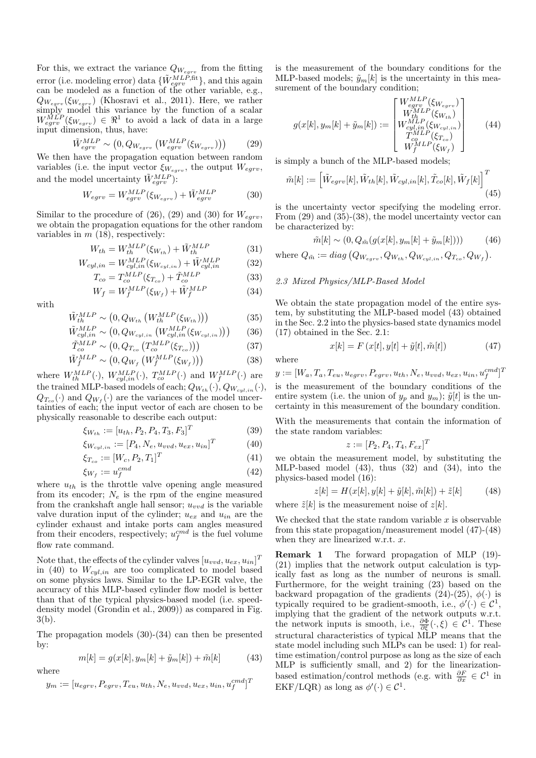For this, we extract the variance $Q_{W_{egrv}}$ from the fitting error (i.e. modeling error) data $\{\tilde{W}_{egrv}^{MLP,\text{fit}}\}$, and this again can be modeled as a function of the other variable, e.g., $Q_{W_{egrv}}(\xi_{W_{egrv}})$ (Khosravi et al., 2011). Here, we rather simply model this variance by the function of a scalar $W_{egrv}^{MLP}(\xi_{W_{egrv}}) \in \Re^1$ to avoid a lack of data in a large input dimension, thus, have:

$$\tilde{W}_{egrv}^{MLP} \sim \left(0, Q_{W_{egrv}}\left(W_{egrv}^{MLP}(\xi_{W_{egrv}})\right)\right) \tag{29}$$

We then have the propagation equation between random variables (i.e. the input vector $\xi_{W_{egrv}}$, the output $W_{egrv}$, and the model uncertainty $\tilde{W}_{egrv}^{MLP}$):

$$W_{egrv} = W_{egrv}^{MLP}(\xi_{W_{egrv}}) + \tilde{W}_{egrv}^{MLP} \tag{30}$$

Similar to the procedure of (26), (29) and (30) for $W_{egrv}$, we obtain the propagation equations for the other random variables in $m$ (18), respectively:

$$W_{th} = W_{th}^{MLP}(\xi_{W_{th}}) + \tilde{W}_{th}^{MLP} \tag{31}$$

$$W_{cyl,in} = W_{cyl,in}^{MLP}(\xi_{W_{cyl,in}}) + \tilde{W}_{cyl,in}^{MLP} \tag{32}$$

$$T_{co} = T_{co}^{MLP}(\xi_{T_{co}}) + \tilde{T}_{co}^{MLP} \tag{33}$$

$$W_f = W_f^{MLP}(\xi_{W_f}) + \tilde{W}_f^{MLP} \tag{34}$$

with

$$\tilde{W}_{th}^{MLP} \sim \left(0, Q_{W_{th}}\left(W_{th}^{MLP}(\xi_{W_{th}})\right)\right) \tag{35}$$

$$\tilde{W}_{cyl,in}^{MLP} \sim \left(0, Q_{W_{cyl,in}}\left(W_{cyl,in}^{MLP}(\xi_{W_{cyl,in}})\right)\right) \tag{36}$$

$$\tilde{T}_{co}^{MLP} \sim \left(0, Q_{T_{co}}\left(T_{co}^{MLP}(\xi_{T_{co}})\right)\right) \tag{37}$$

$$\tilde{W}_f^{MLP} \sim \left(0, Q_{W_f}\left(W_f^{MLP}(\xi_{W_f})\right)\right) \tag{38}$$

where $W_{th}^{MLP}(\cdot)$, $W_{cyl,in}^{MLP}(\cdot)$, $T_{co}^{MLP}(\cdot)$ and $W_f^{MLP}(\cdot)$ are the trained MLP-based models of each; $Q_{W_{th}}(\cdot)$, $Q_{W_{cyl,in}}(\cdot)$, $Q_{T_{co}}(\cdot)$ and $Q_{W_f}(\cdot)$ are the variances of the model uncertainties of each; the input vector of each are chosen to be physically reasonable to describe each output:

$$\xi_{W_{th}} := [u_{th}, P_2, P_4, T_3, F_3]^T \tag{39}$$

$$\xi_{W_{cyl,in}} := [P_4, N_e, u_{vvd}, u_{ex}, u_{in}]^T \tag{40}$$

$$\xi_{T_{co}} := [W_c, P_2, T_1]^T \tag{41}$$

$$\xi_{W_f} := u_f^{cmd} \tag{42}$$

where $u_{th}$ is the throttle valve opening angle measured from its encoder; $N_e$ is the rpm of the engine measured from the crankshaft angle hall sensor; $u_{vvd}$ is the variable valve duration input of the cylinder; $u_{ex}$ and $u_{in}$ are the cylinder exhaust and intake ports cam angles measured from their encoders, respectively; $u_f^{cmd}$ is the fuel volume flow rate command.

Note that, the effects of the cylinder valves $[u_{vvd}, u_{ex}, u_{in}]^T$ in (40) to $W_{cyl,in}$ are too complicated to model based on some physics laws. Similar to the LP-EGR valve, the accuracy of this MLP-based cylinder flow model is better than that of the typical physics-based model (i.e. speed-density model (Grondin et al., 2009)) as compared in Fig. 3(b).

The propagation models (30)-(34) can then be presented by:

$$m[k] = g(x[k], y_m[k] + \tilde{y}_m[k]) + \tilde{m}[k] \tag{43}$$

where

$$y_m := [u_{egrv}, P_{egrv}, T_{eu}, u_{th}, N_e, u_{vvd}, u_{ex}, u_{in}, u_f^{cmd}]^T$$

is the measurement of the boundary conditions for the MLP-based models; $\tilde{y}_m[k]$ is the uncertainty in this measurement of the boundary condition;

$$g(x[k], y_m[k] + \tilde{y}_m[k]) := \begin{bmatrix} W_{egrv}^{MLP}(\xi_{W_{egrv}}) \\ W_{th}^{MLP}(\xi_{W_{th}}) \\ W_{cyl,in}^{MLP}(\xi_{W_{cyl,in}}) \\ T_{co}^{MLP}(\xi_{T_{co}}) \\ W_f^{MLP}(\xi_{W_f}) \end{bmatrix} \tag{44}$$

is simply a bunch of the MLP-based models;

$$\tilde{m}[k] := \left[\tilde{W}_{egrv}[k], \tilde{W}_{th}[k], \tilde{W}_{cyl,in}[k], \tilde{T}_{co}[k], \tilde{W}_f[k]\right]^T \tag{45}$$

is the uncertainty vector specifying the modeling error. From (29) and (35)-(38), the model uncertainty vector can be characterized by:

$$\tilde{m}[k] \sim \left(0, Q_{\tilde{m}}(g(x[k], y_m[k] + \tilde{y}_m[k]))\right) \tag{46}$$

where $Q_{\tilde{m}} := diag\left(Q_{W_{egrv}}, Q_{W_{th}}, Q_{W_{cyl,in}}, Q_{T_{co}}, Q_{W_f}\right)$.

### 2.3 Mixed Physics/MLP-Based Model

We obtain the state propagation model of the entire system, by substituting the MLP-based model (43) obtained in the Sec. 2.2 into the physics-based state dynamics model (17) obtained in the Sec. 2.1:

$$x[k] = F\left(x[t], y[t] + \tilde{y}[t], \tilde{m}[t]\right) \tag{47}$$

where

$$y := [W_a, T_a, T_{eu}, u_{egrv}, P_{egrv}, u_{th}, N_e, u_{vvd}, u_{ex}, u_{in}, u_f^{cmd}]^T$$

is the measurement of the boundary conditions of the entire system (i.e. the union of $y_p$ and $y_m$); $\tilde{y}[t]$ is the uncertainty in this measurement of the boundary condition.

With the measurements that contain the information of the state random variables:

$$z := [P_2, P_4, T_4, F_{ex}]^T$$

we obtain the measurement model, by substituting the MLP-based model (43), thus (32) and (34), into the physics-based model (16):

$$z[k] = H(x[k], y[k] + \tilde{y}[k], \tilde{m}[k]) + \tilde{z}[k] \tag{48}$$

where $\tilde{z}[k]$ is the measurement noise of $z[k]$.

We checked that the state random variable $x$ is observable from this state propagation/measurement model (47)-(48) when they are linearized w.r.t. $x$.

**Remark 1** The forward propagation of MLP (19)-(21) implies that the network output calculation is typically fast as long as the number of neurons is small. Furthermore, for the weight training (23) based on the backward propagation of the gradients (24)-(25), $\phi(\cdot)$ is typically required to be gradient-smooth, i.e., $\phi'(\cdot) \in \mathcal{C}^1$, implying that the gradient of the network outputs w.r.t. the network inputs is smooth, i.e., $\frac{\partial \Phi}{\partial \xi}(\cdot, \xi) \in \mathcal{C}^1$. These structural characteristics of typical MLP means that the state model including such MLPs can be used: 1) for real-time estimation/control purpose as long as the size of each MLP is sufficiently small, and 2) for the linearization-based estimation/control methods (e.g. with $\frac{\partial F}{\partial x} \in \mathcal{C}^1$ in EKF/LQR) as long as $\phi'(\cdot) \in \mathcal{C}^1$.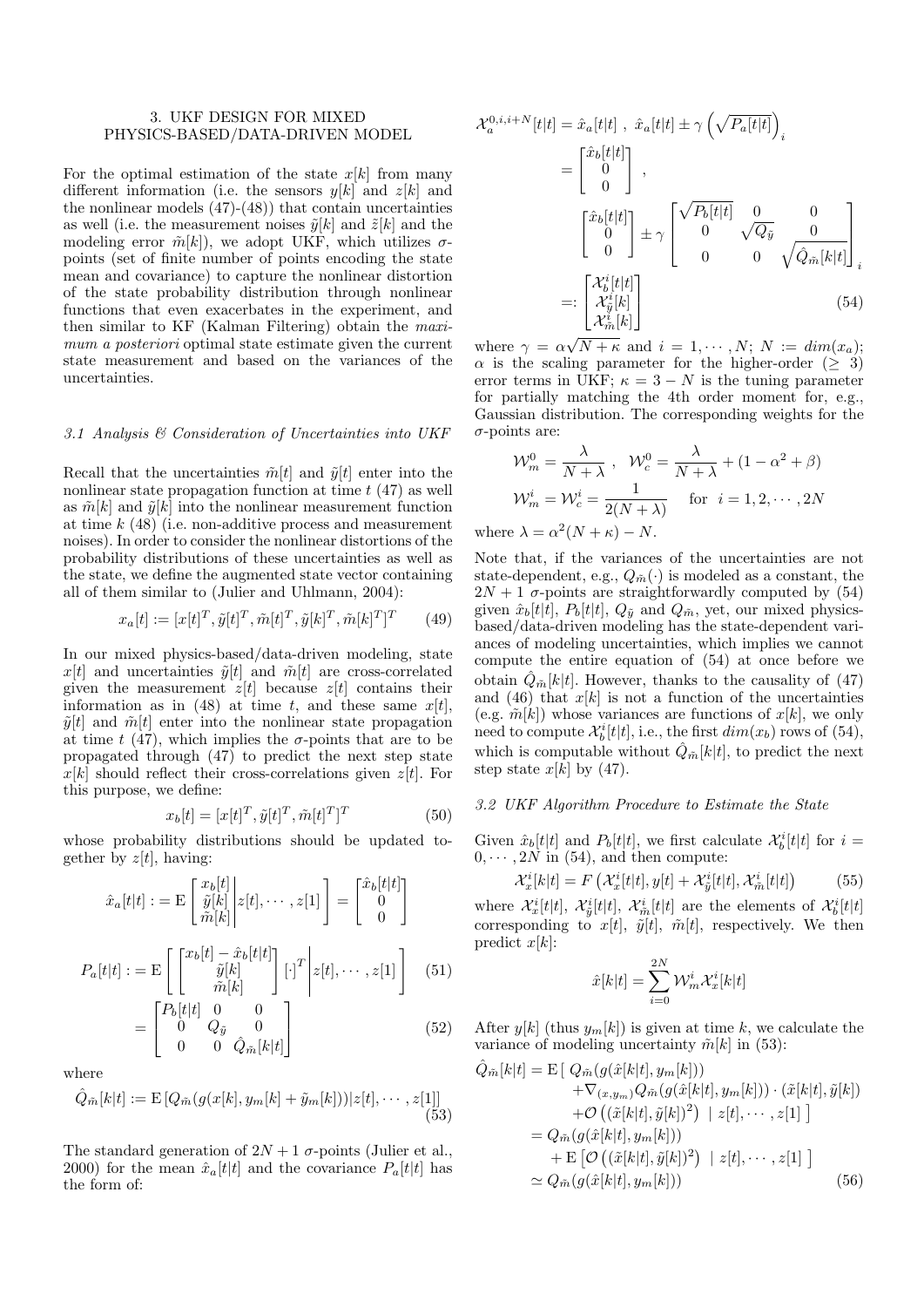## 3. UKF DESIGN FOR MIXED PHYSICS-BASED/DATA-DRIVEN MODEL

For the optimal estimation of the state $x[k]$ from many different information (i.e. the sensors $y[k]$ and $z[k]$ and the nonlinear models (47)-(48)) that contain uncertainties as well (i.e. the measurement noises $\tilde{y}[k]$ and $\tilde{z}[k]$ and the modeling error $\tilde{m}[k]$), we adopt UKF, which utilizes $\sigma$-points (set of finite number of points encoding the state mean and covariance) to capture the nonlinear distortion of the state probability distribution through nonlinear functions that even exacerbates in the experiment, and then similar to KF (Kalman Filtering) obtain the *maximum a posteriori* optimal state estimate given the current state measurement and based on the variances of the uncertainties.

### 3.1 Analysis & Consideration of Uncertainties into UKF

Recall that the uncertainties $\tilde{m}[t]$ and $\tilde{y}[t]$ enter into the nonlinear state propagation function at time $t$ (47) as well as $\tilde{m}[k]$ and $\tilde{y}[k]$ into the nonlinear measurement function at time $k$ (48) (i.e. non-additive process and measurement noises). In order to consider the nonlinear distortions of the probability distributions of these uncertainties as well as the state, we define the augmented state vector containing all of them similar to (Julier and Uhlmann, 2004):

$$x_a[t] := [x[t]^T, \tilde{y}[t]^T, \tilde{m}[t]^T, \tilde{y}[k]^T, \tilde{m}[k]^T]^T \tag{49}$$

In our mixed physics-based/data-driven modeling, state $x[t]$ and uncertainties $\tilde{y}[t]$ and $\tilde{m}[t]$ are cross-correlated given the measurement $z[t]$ because $z[t]$ contains their information as in (48) at time $t$, and these same $x[t]$, $\tilde{y}[t]$ and $\tilde{m}[t]$ enter into the nonlinear state propagation at time $t$ (47), which implies the $\sigma$-points that are to be propagated through (47) to predict the next step state $x[k]$ should reflect their cross-correlations given $z[t]$. For this purpose, we define:

$$x_b[t] = [x[t]^T, \tilde{y}[t]^T, \tilde{m}[t]^T]^T \tag{50}$$

whose probability distributions should be updated together by $z[t]$, having:

$$\hat{x}_a[t|t] := \mathrm{E}\left[ \begin{bmatrix} x_b[t] \\ \tilde{y}[k] \\ \tilde{m}[k] \end{bmatrix} \middle| z[t], \cdots, z[1] \right] = \begin{bmatrix} \hat{x}_b[t|t] \\ 0 \\ 0 \end{bmatrix}$$

$$P_a[t|t] := \mathrm{E}\left[ \begin{bmatrix} x_b[t] - \hat{x}_b[t|t] \\ \tilde{y}[k] \\ \tilde{m}[k] \end{bmatrix} [\cdot]^T \middle| z[t], \cdots, z[1] \right] \tag{51}$$

$$= \begin{bmatrix} P_b[t|t] & 0 & 0 \\ 0 & Q_{\tilde{y}} & 0 \\ 0 & 0 & \hat{Q}_{\tilde{m}}[k|t] \end{bmatrix} \tag{52}$$

where

$$\hat{Q}_{\tilde{m}}[k|t] := \mathrm{E}\left[ Q_{\tilde{m}}(g(x[k], y_m[k] + \tilde{y}_m[k])) | z[t], \cdots, z[1] \right] \tag{53}$$

The standard generation of $2N+1$ $\sigma$-points (Julier et al., 2000) for the mean $\hat{x}_a[t|t]$ and the covariance $P_a[t|t]$ has the form of:

$$\begin{aligned}
\mathcal{X}_a^{0,i,i+N}[t|t] &= \hat{x}_a[t|t] \ , \ \hat{x}_a[t|t] \pm \gamma \left( \sqrt{P_a[t|t]} \right)_i \\
&= \begin{bmatrix} \hat{x}_b[t|t] \\ 0 \\ 0 \end{bmatrix} , \\
&\quad \begin{bmatrix} \hat{x}_b[t|t] \\ 0 \\ 0 \end{bmatrix} \pm \gamma \begin{bmatrix} \sqrt{P_b[t|t]} & 0 & 0 \\ 0 & \sqrt{Q_{\tilde{y}}} & 0 \\ 0 & 0 & \sqrt{\hat{Q}_{\tilde{m}}[k|t]} \end{bmatrix}_i \\
&=: \begin{bmatrix} \mathcal{X}_b^i[t|t] \\ \mathcal{X}_{\tilde{y}}^i[k] \\ \mathcal{X}_{\tilde{m}}^i[k] \end{bmatrix}
\end{aligned} \tag{54}$$

where $\gamma = \alpha\sqrt{N+\kappa}$ and $i = 1, \cdots, N$; $N := dim(x_a)$; $\alpha$ is the scaling parameter for the higher-order ($\geq 3$) error terms in UKF; $\kappa = 3 - N$ is the tuning parameter for partially matching the 4th order moment for, e.g., Gaussian distribution. The corresponding weights for the $\sigma$-points are:

$$\mathcal{W}_m^0 = \frac{\lambda}{N+\lambda} \ , \quad \mathcal{W}_c^0 = \frac{\lambda}{N+\lambda} + (1 - \alpha^2 + \beta)$$

$$\mathcal{W}_m^i = \mathcal{W}_c^i = \frac{1}{2(N+\lambda)} \quad \text{for} \ \ i = 1, 2, \cdots, 2N$$

where $\lambda = \alpha^2(N+\kappa) - N$.

Note that, if the variances of the uncertainties are not state-dependent, e.g., $Q_{\tilde{m}}(\cdot)$ is modeled as a constant, the $2N+1$ $\sigma$-points are straightforwardly computed by (54) given $\hat{x}_b[t|t]$, $P_b[t|t]$, $Q_{\tilde{y}}$ and $Q_{\tilde{m}}$, yet, our mixed physics-based/data-driven modeling has the state-dependent variances of modeling uncertainties, which implies we cannot compute the entire equation of (54) at once before we obtain $\hat{Q}_{\tilde{m}}[k|t]$. However, thanks to the causality of (47) and (46) that $x[k]$ is not a function of the uncertainties (e.g. $\tilde{m}[k]$) whose variances are functions of $x[k]$, we only need to compute $\mathcal{X}_b^i[t|t]$, i.e., the first $dim(x_b)$ rows of (54), which is computable without $\hat{Q}_{\tilde{m}}[k|t]$, to predict the next step state $x[k]$ by (47).

### 3.2 UKF Algorithm Procedure to Estimate the State

Given $\hat{x}_b[t|t]$ and $P_b[t|t]$, we first calculate $\mathcal{X}_b^i[t|t]$ for $i = 0, \cdots, 2N$ in (54), and then compute:

$$\mathcal{X}_x^i[k|t] = F\left( \mathcal{X}_x^i[t|t], y[t] + \mathcal{X}_{\tilde{y}}^i[t|t], \mathcal{X}_{\tilde{m}}^i[t|t] \right) \tag{55}$$

where $\mathcal{X}_x^i[t|t]$, $\mathcal{X}_{\tilde{y}}^i[t|t]$, $\mathcal{X}_{\tilde{m}}^i[t|t]$ are the elements of $\mathcal{X}_b^i[t|t]$ corresponding to $x[t]$, $\tilde{y}[t]$, $\tilde{m}[t]$, respectively. We then predict $x[k]$:

$$\hat{x}[k|t] = \sum_{i=0}^{2N} \mathcal{W}_m^i \mathcal{X}_x^i[k|t]$$

After $y[k]$ (thus $y_m[k]$) is given at time $k$, we calculate the variance of modeling uncertainty $\tilde{m}[k]$ in (53):

$$\begin{aligned}
\hat{Q}_{\tilde{m}}[k|t] &= \mathrm{E}\big[ \ Q_{\tilde{m}}(g(\hat{x}[k|t], y_m[k])) \\
&\qquad + \nabla_{(x,y_m)} Q_{\tilde{m}}(g(\hat{x}[k|t], y_m[k])) \cdot (\tilde{x}[k|t], \tilde{y}[k]) \\
&\qquad + \mathcal{O}\left( (\tilde{x}[k|t], \tilde{y}[k])^2 \right) \ | \ z[t], \cdots, z[1] \ \big] \\
&= Q_{\tilde{m}}(g(\hat{x}[k|t], y_m[k])) \\
&\qquad + \mathrm{E}\left[ \mathcal{O}\left( (\tilde{x}[k|t], \tilde{y}[k])^2 \right) \ | \ z[t], \cdots, z[1] \ \right] \\
&\simeq Q_{\tilde{m}}(g(\hat{x}[k|t], y_m[k]))
\end{aligned} \tag{56}$$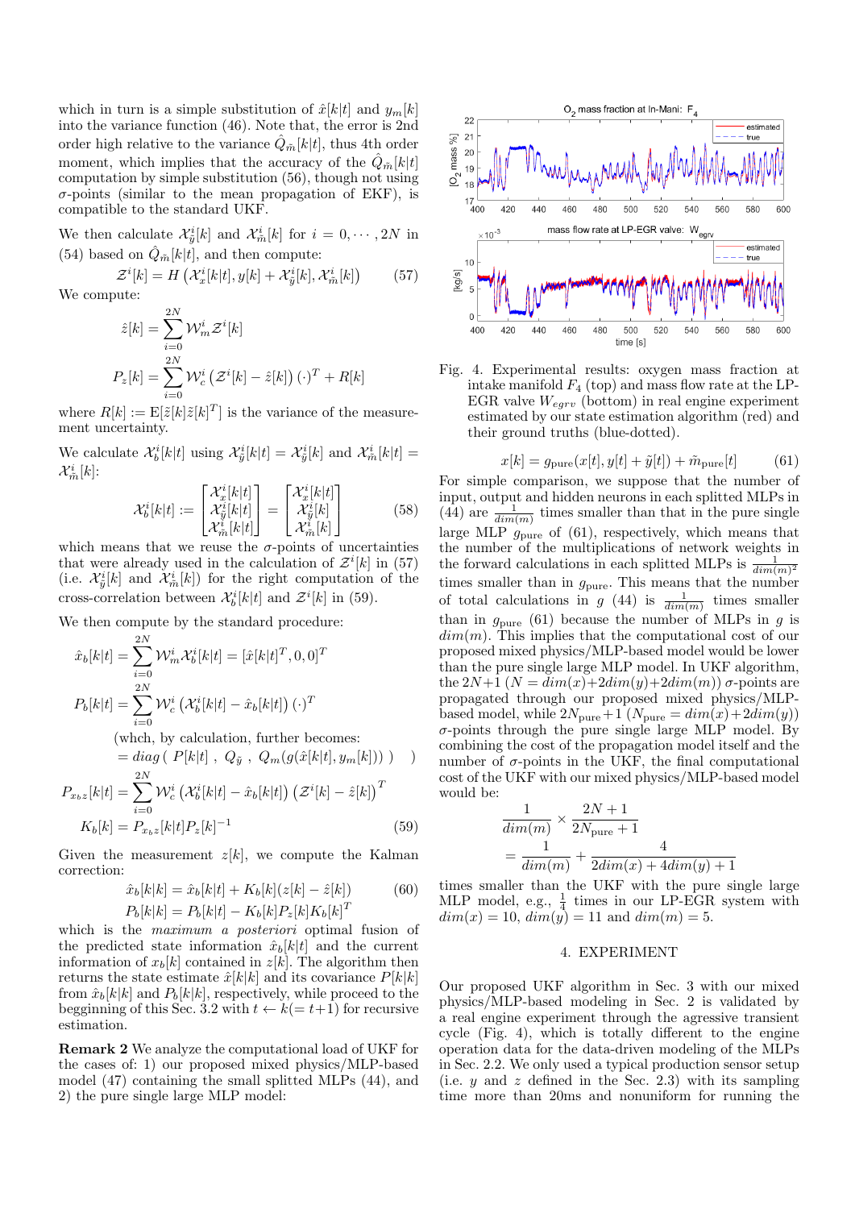which in turn is a simple substitution of $\hat{x}[k|t]$ and $y_m[k]$ into the variance function (46). Note that, the error is 2nd order high relative to the variance $\hat{Q}_{\tilde{m}}[k|t]$, thus 4th order moment, which implies that the accuracy of $\hat{Q}_{\tilde{m}}[k|t]$ computation by simple substitution (56), though not using $\sigma$-points (similar to the mean propagation of EKF), is compatible to the standard UKF.

We then calculate $\mathcal{X}^i_{\tilde{y}}[k]$ and $\mathcal{X}^i_{\tilde{m}}[k]$ for $i = 0, \cdots, 2N$ in (54) based on $\hat{Q}_{\tilde{m}}[k|t]$, and then compute:

$$\mathcal{Z}^i[k] = H\left(\mathcal{X}^i_x[k|t], y[k] + \mathcal{X}^i_{\tilde{y}}[k], \mathcal{X}^i_{\tilde{m}}[k]\right) \tag{57}$$

We compute:

$$\hat{z}[k] = \sum_{i=0}^{2N} \mathcal{W}^i_m \mathcal{Z}^i[k]$$

$$P_z[k] = \sum_{i=0}^{2N} \mathcal{W}^i_c \left(\mathcal{Z}^i[k] - \hat{z}[k]\right)(\cdot)^T + R[k]$$

where $R[k] := \mathrm{E}[\tilde{z}[k]\tilde{z}[k]^T]$ is the variance of the measurement uncertainty.

We calculate $\mathcal{X}^i_b[k|t]$ using $\mathcal{X}^i_{\tilde{y}}[k|t] = \mathcal{X}^i_{\tilde{y}}[k]$ and $\mathcal{X}^i_{\tilde{m}}[k|t] = \mathcal{X}^i_{\tilde{m}}[k]$:

$$\mathcal{X}^i_b[k|t] := \begin{bmatrix} \mathcal{X}^i_x[k|t] \\ \mathcal{X}^i_{\tilde{y}}[k|t] \\ \mathcal{X}^i_{\tilde{m}}[k|t] \end{bmatrix} = \begin{bmatrix} \mathcal{X}^i_x[k|t] \\ \mathcal{X}^i_{\tilde{y}}[k] \\ \mathcal{X}^i_{\tilde{m}}[k] \end{bmatrix} \tag{58}$$

which means that we reuse the $\sigma$-points of uncertainties that were already used in the calculation of $\mathcal{Z}^i[k]$ in (57) (i.e. $\mathcal{X}^i_{\tilde{y}}[k]$ and $\mathcal{X}^i_{\tilde{m}}[k]$) for the right computation of the cross-correlation between $\mathcal{X}^i_b[k|t]$ and $\mathcal{Z}^i[k]$ in (59).

We then compute by the standard procedure:

$$\hat{x}_b[k|t] = \sum_{i=0}^{2N} \mathcal{W}^i_m \mathcal{X}^i_b[k|t] = [\hat{x}[k|t]^T, 0, 0]^T$$

$$P_b[k|t] = \sum_{i=0}^{2N} \mathcal{W}^i_c \left(\mathcal{X}^i_b[k|t] - \hat{x}_b[k|t]\right)(\cdot)^T$$

(whch, by calculation, further becomes:

$$= diag\left(\, P[k|t]\ ,\ Q_{\tilde{y}}\ ,\ Q_m(g(\hat{x}[k|t], y_m[k]))\,\right)\quad )$$

$$P_{x_b z}[k|t] = \sum_{i=0}^{2N} \mathcal{W}^i_c \left(\mathcal{X}^i_b[k|t] - \hat{x}_b[k|t]\right)\left(\mathcal{Z}^i[k] - \hat{z}[k]\right)^T$$

$$K_b[k] = P_{x_b z}[k|t] P_z[k]^{-1} \tag{59}$$

Given the measurement $z[k]$, we compute the Kalman correction:

$$\hat{x}_b[k|k] = \hat{x}_b[k|t] + K_b[k](z[k] - \hat{z}[k]) \tag{60}$$
$$P_b[k|k] = P_b[k|t] - K_b[k] P_z[k] K_b[k]^T$$

which is the *maximum a posteriori* optimal fusion of the predicted state information $\hat{x}_b[k|t]$ and the current information of $x_b[k]$ contained in $z[k]$. The algorithm then returns the state estimate $\hat{x}[k|k]$ and its covariance $P[k|k]$ from $\hat{x}_b[k|k]$ and $P_b[k|k]$, respectively, while proceed to the beggining of this Sec. 3.2 with $t \leftarrow k(= t+1)$ for recursive estimation.

**Remark 2** We analyze the computational load of UKF for the cases of: 1) our proposed mixed physics/MLP-based model (47) containing the small splitted MLPs (44), and 2) the pure single large MLP model:

Fig. 4. Experimental results: oxygen mass fraction at intake manifold $F_4$ (top) and mass flow rate at the LP-EGR valve $W_{egrv}$ (bottom) in real engine experiment estimated by our state estimation algorithm (red) and their ground truths (blue-dotted).

$$x[k] = g_{\text{pure}}(x[t], y[t] + \tilde{y}[t]) + \tilde{m}_{\text{pure}}[t] \tag{61}$$

For simple comparison, we suppose that the number of input, output and hidden neurons in each splitted MLPs in (44) are $\frac{1}{dim(m)}$ times smaller than that in the pure single large MLP $g_{\text{pure}}$ of (61), respectively, which means that the number of the multiplications of network weights in the forward calculations in each splitted MLPs is $\frac{1}{dim(m)^2}$ times smaller than in $g_{\text{pure}}$. This means that the number of total calculations in $g$ (44) is $\frac{1}{dim(m)}$ times smaller than in $g_{\text{pure}}$ (61) because the number of MLPs in $g$ is $dim(m)$. This implies that the computational cost of our proposed mixed physics/MLP-based model would be lower than the pure single large MLP model. In UKF algorithm, the $2N+1$ ($N = dim(x) + 2dim(y) + 2dim(m)$) $\sigma$-points are propagated through our proposed mixed physics/MLP-based model, while $2N_{\text{pure}}+1$ ($N_{\text{pure}} = dim(x) + 2dim(y)$) $\sigma$-points through the pure single large MLP model. By combining the cost of the propagation model itself and the number of $\sigma$-points in the UKF, the final computational cost of the UKF with our mixed physics/MLP-based model would be:

$$\frac{1}{dim(m)} \times \frac{2N+1}{2N_{\text{pure}}+1}$$
$$= \frac{1}{dim(m)} + \frac{4}{2dim(x) + 4dim(y) + 1}$$

times smaller than the UKF with the pure single large MLP model, e.g., $\frac{1}{4}$ times in our LP-EGR system with $dim(x) = 10$, $dim(y) = 11$ and $dim(m) = 5$.

## 4. EXPERIMENT

Our proposed UKF algorithm in Sec. 3 with our mixed physics/MLP-based modeling in Sec. 2 is validated by a real engine experiment through the agressive transient cycle (Fig. 4), which is totally different to the engine operation data for the data-driven modeling of the MLPs in Sec. 2.2. We only used a typical production sensor setup (i.e. $y$ and $z$ defined in the Sec. 2.3) with its sampling time more than 20ms and nonuniform for running the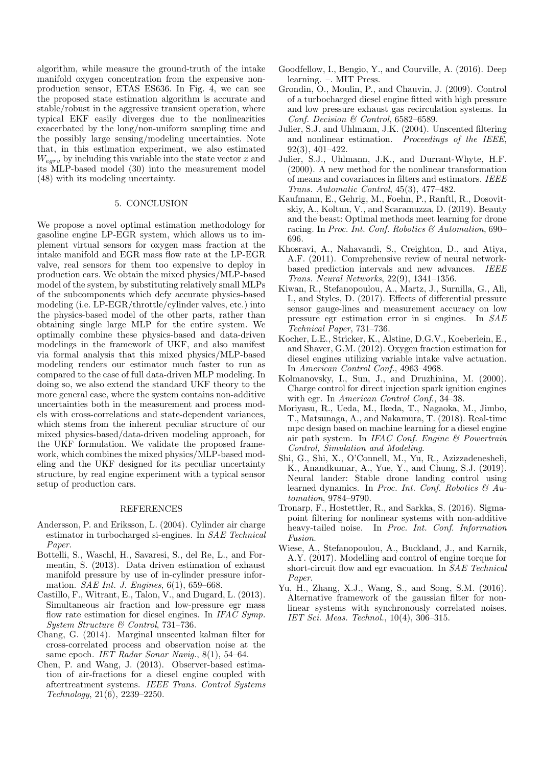algorithm, while measure the ground-truth of the intake manifold oxygen concentration from the expensive non-production sensor, ETAS ES636. In Fig. 4, we can see the proposed state estimation algorithm is accurate and stable/robust in the aggressive transient operation, where typical EKF easily diverges due to the nonlinearities exacerbated by the long/non-uniform sampling time and the possibly large sensing/modeling uncertainties. Note that, in this estimation experiment, we also estimated $W_{egrv}$ by including this variable into the state vector $x$ and its MLP-based model (30) into the measurement model (48) with its modeling uncertainty.

## 5. CONCLUSION

We propose a novel optimal estimation methodology for gasoline engine LP-EGR system, which allows us to implement virtual sensors for oxygen mass fraction at the intake manifold and EGR mass flow rate at the LP-EGR valve, real sensors for them too expensive to deploy in production cars. We obtain the mixed physics/MLP-based model of the system, by substituting relatively small MLPs of the subcomponents which defy accurate physics-based modeling (i.e. LP-EGR/throttle/cylinder valves, etc.) into the physics-based model of the other parts, rather than obtaining single large MLP for the entire system. We optimally combine these physics-based and data-driven modelings in the framework of UKF, and also manifest via formal analysis that this mixed physics/MLP-based modeling renders our estimator much faster to run as compared to the case of full data-driven MLP modeling. In doing so, we also extend the standard UKF theory to the more general case, where the system contains non-additive uncertainties both in the measurement and process models with cross-correlations and state-dependent variances, which stems from the inherent peculiar structure of our mixed physics-based/data-driven modeling approach, for the UKF formulation. We validate the proposed framework, which combines the mixed physics/MLP-based modeling and the UKF designed for its peculiar uncertainty structure, by real engine experiment with a typical sensor setup of production cars.

## REFERENCES

Andersson, P. and Eriksson, L. (2004). Cylinder air charge estimator in turbocharged si-engines. In *SAE Technical Paper*.

Bottelli, S., Waschl, H., Savaresi, S., del Re, L., and Formentin, S. (2013). Data driven estimation of exhaust manifold pressure by use of in-cylinder pressure information. *SAE Int. J. Engines*, 6(1), 659–668.

Castillo, F., Witrant, E., Talon, V., and Dugard, L. (2013). Simultaneous air fraction and low-pressure egr mass flow rate estimation for diesel engines. In *IFAC Symp. System Structure & Control*, 731–736.

Chang, G. (2014). Marginal unscented kalman filter for cross-correlated process and observation noise at the same epoch. *IET Radar Sonar Navig.*, 8(1), 54–64.

Chen, P. and Wang, J. (2013). Observer-based estimation of air-fractions for a diesel engine coupled with aftertreatment systems. *IEEE Trans. Control Systems Technology*, 21(6), 2239–2250.

Goodfellow, I., Bengio, Y., and Courville, A. (2016). Deep learning. –. MIT Press.

Grondin, O., Moulin, P., and Chauvin, J. (2009). Control of a turbocharged diesel engine fitted with high pressure and low pressure exhaust gas recirculation systems. In *Conf. Decision & Control*, 6582–6589.

Julier, S.J. and Uhlmann, J.K. (2004). Unscented filtering and nonlinear estimation. *Proceedings of the IEEE*, 92(3), 401–422.

Julier, S.J., Uhlmann, J.K., and Durrant-Whyte, H.F. (2000). A new method for the nonlinear transformation of means and covariances in filters and estimators. *IEEE Trans. Automatic Control*, 45(3), 477–482.

Kaufmann, E., Gehrig, M., Foehn, P., Ranftl, R., Dosovitskiy, A., Koltun, V., and Scaramuzza, D. (2019). Beauty and the beast: Optimal methods meet learning for drone racing. In *Proc. Int. Conf. Robotics & Automation*, 690–696.

Khosravi, A., Nahavandi, S., Creighton, D., and Atiya, A.F. (2011). Comprehensive review of neural network-based prediction intervals and new advances. *IEEE Trans. Neural Networks*, 22(9), 1341–1356.

Kiwan, R., Stefanopoulou, A., Martz, J., Surnilla, G., Ali, I., and Styles, D. (2017). Effects of differential pressure sensor gauge-lines and measurement accuracy on low pressure egr estimation error in si engines. In *SAE Technical Paper*, 731–736.

Kocher, L.E., Stricker, K., Alstine, D.G.V., Koeberlein, E., and Shaver, G.M. (2012). Oxygen fraction estimation for diesel engines utilizing variable intake valve actuation. In *American Control Conf.*, 4963–4968.

Kolmanovsky, I., Sun, J., and Druzhinina, M. (2000). Charge control for direct injection spark ignition engines with egr. In *American Control Conf.*, 34–38.

Moriyasu, R., Ueda, M., Ikeda, T., Nagaoka, M., Jimbo, T., Matsunaga, A., and Nakamura, T. (2018). Real-time mpc design based on machine learning for a diesel engine air path system. In *IFAC Conf. Engine & Powertrain Control, Simulation and Modeling*.

Shi, G., Shi, X., O'Connell, M., Yu, R., Azizzadenesheli, K., Anandkumar, A., Yue, Y., and Chung, S.J. (2019). Neural lander: Stable drone landing control using learned dynamics. In *Proc. Int. Conf. Robotics & Automation*, 9784–9790.

Tronarp, F., Hostettler, R., and Sarkka, S. (2016). Sigma-point filtering for nonlinear systems with non-additive heavy-tailed noise. In *Proc. Int. Conf. Information Fusion*.

Wiese, A., Stefanopoulou, A., Buckland, J., and Karnik, A.Y. (2017). Modelling and control of engine torque for short-circuit flow and egr evacuation. In *SAE Technical Paper*.

Yu, H., Zhang, X.J., Wang, S., and Song, S.M. (2016). Alternative framework of the gaussian filter for non-linear systems with synchronously correlated noises. *IET Sci. Meas. Technol.*, 10(4), 306–315.